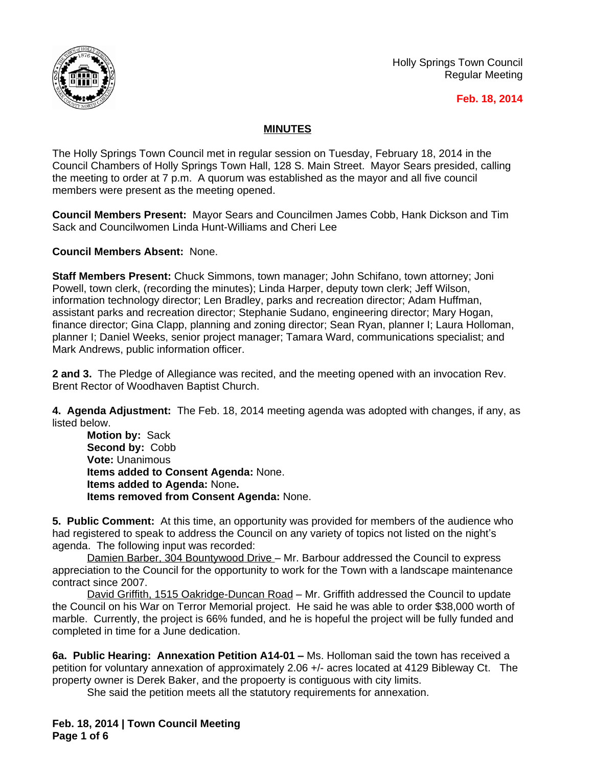Holly Springs Town Council
Regular Meeting

**Feb. 18, 2014**

## MINUTES

The Holly Springs Town Council met in regular session on Tuesday, February 18, 2014 in the Council Chambers of Holly Springs Town Hall, 128 S. Main Street. Mayor Sears presided, calling the meeting to order at 7 p.m. A quorum was established as the mayor and all five council members were present as the meeting opened.

**Council Members Present:** Mayor Sears and Councilmen James Cobb, Hank Dickson and Tim Sack and Councilwomen Linda Hunt-Williams and Cheri Lee

**Council Members Absent:** None.

**Staff Members Present:** Chuck Simmons, town manager; John Schifano, town attorney; Joni Powell, town clerk, (recording the minutes); Linda Harper, deputy town clerk; Jeff Wilson, information technology director; Len Bradley, parks and recreation director; Adam Huffman, assistant parks and recreation director; Stephanie Sudano, engineering director; Mary Hogan, finance director; Gina Clapp, planning and zoning director; Sean Ryan, planner I; Laura Holloman, planner I; Daniel Weeks, senior project manager; Tamara Ward, communications specialist; and Mark Andrews, public information officer.

**2 and 3.** The Pledge of Allegiance was recited, and the meeting opened with an invocation Rev. Brent Rector of Woodhaven Baptist Church.

**4. Agenda Adjustment:** The Feb. 18, 2014 meeting agenda was adopted with changes, if any, as listed below.

**Motion by:** Sack
**Second by:** Cobb
**Vote:** Unanimous
**Items added to Consent Agenda:** None.
**Items added to Agenda:** None**.**
**Items removed from Consent Agenda:** None.

**5. Public Comment:** At this time, an opportunity was provided for members of the audience who had registered to speak to address the Council on any variety of topics not listed on the night's agenda. The following input was recorded:

Damien Barber, 304 Bountywood Drive – Mr. Barbour addressed the Council to express appreciation to the Council for the opportunity to work for the Town with a landscape maintenance contract since 2007.

David Griffith, 1515 Oakridge-Duncan Road – Mr. Griffith addressed the Council to update the Council on his War on Terror Memorial project. He said he was able to order $38,000 worth of marble. Currently, the project is 66% funded, and he is hopeful the project will be fully funded and completed in time for a June dedication.

**6a. Public Hearing: Annexation Petition A14-01 –** Ms. Holloman said the town has received a petition for voluntary annexation of approximately 2.06 +/- acres located at 4129 Bibleway Ct. The property owner is Derek Baker, and the propoerty is contiguous with city limits.

She said the petition meets all the statutory requirements for annexation.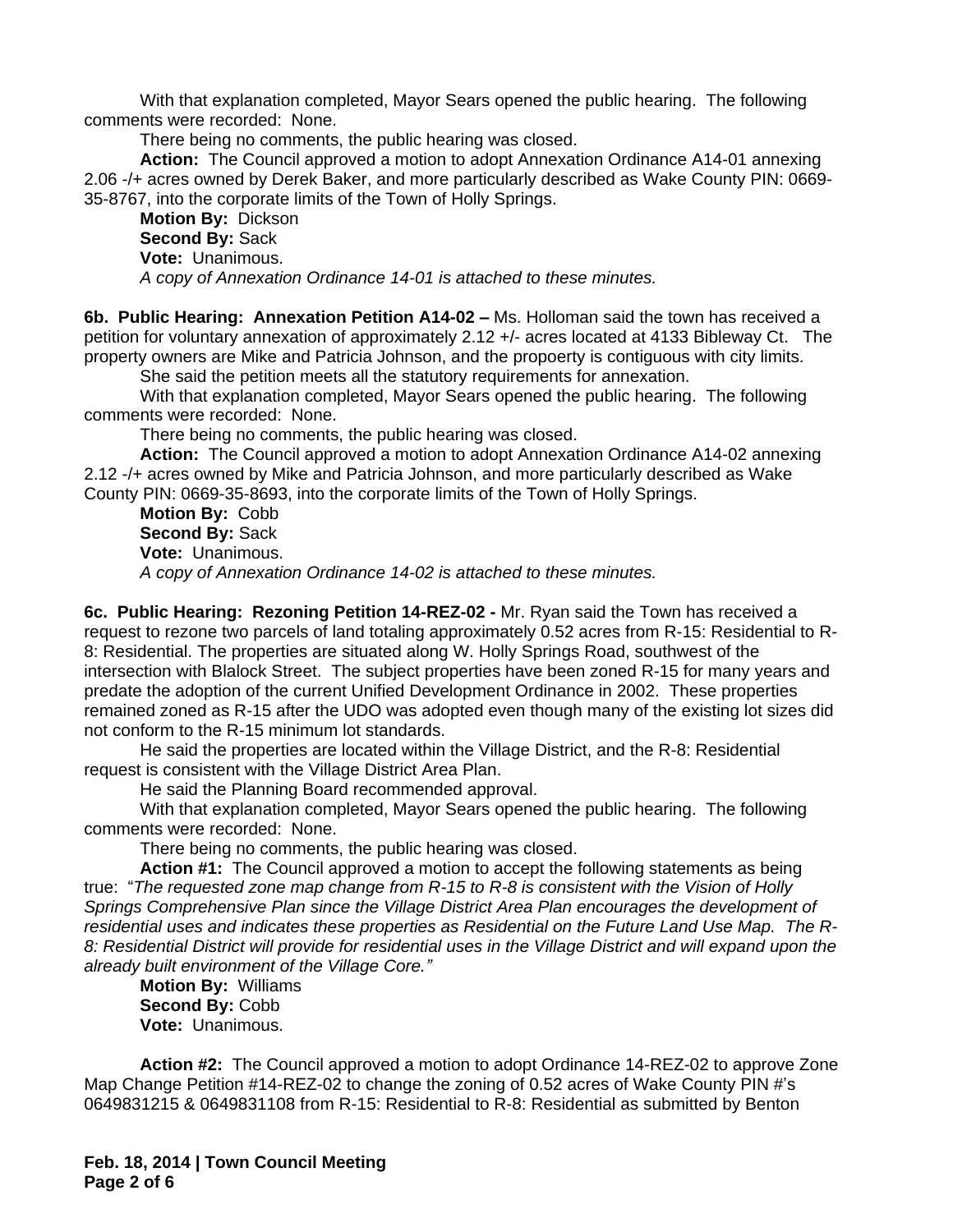With that explanation completed, Mayor Sears opened the public hearing. The following comments were recorded: None.

There being no comments, the public hearing was closed.

**Action:** The Council approved a motion to adopt Annexation Ordinance A14-01 annexing 2.06 -/+ acres owned by Derek Baker, and more particularly described as Wake County PIN: 0669-35-8767, into the corporate limits of the Town of Holly Springs.

**Motion By:** Dickson
**Second By:** Sack
**Vote:** Unanimous.
*A copy of Annexation Ordinance 14-01 is attached to these minutes.*

**6b. Public Hearing: Annexation Petition A14-02 –** Ms. Holloman said the town has received a petition for voluntary annexation of approximately 2.12 +/- acres located at 4133 Bibleway Ct. The property owners are Mike and Patricia Johnson, and the propoerty is contiguous with city limits.

She said the petition meets all the statutory requirements for annexation.

With that explanation completed, Mayor Sears opened the public hearing. The following comments were recorded: None.

There being no comments, the public hearing was closed.

**Action:** The Council approved a motion to adopt Annexation Ordinance A14-02 annexing 2.12 -/+ acres owned by Mike and Patricia Johnson, and more particularly described as Wake County PIN: 0669-35-8693, into the corporate limits of the Town of Holly Springs.

**Motion By:** Cobb
**Second By:** Sack
**Vote:** Unanimous.
*A copy of Annexation Ordinance 14-02 is attached to these minutes.*

**6c. Public Hearing: Rezoning Petition 14-REZ-02 -** Mr. Ryan said the Town has received a request to rezone two parcels of land totaling approximately 0.52 acres from R-15: Residential to R-8: Residential. The properties are situated along W. Holly Springs Road, southwest of the intersection with Blalock Street. The subject properties have been zoned R-15 for many years and predate the adoption of the current Unified Development Ordinance in 2002. These properties remained zoned as R-15 after the UDO was adopted even though many of the existing lot sizes did not conform to the R-15 minimum lot standards.

He said the properties are located within the Village District, and the R-8: Residential request is consistent with the Village District Area Plan.

He said the Planning Board recommended approval.

With that explanation completed, Mayor Sears opened the public hearing. The following comments were recorded: None.

There being no comments, the public hearing was closed.

**Action #1:** The Council approved a motion to accept the following statements as being true: "*The requested zone map change from R-15 to R-8 is consistent with the Vision of Holly Springs Comprehensive Plan since the Village District Area Plan encourages the development of residential uses and indicates these properties as Residential on the Future Land Use Map. The R-8: Residential District will provide for residential uses in the Village District and will expand upon the already built environment of the Village Core.*"

**Motion By:** Williams
**Second By:** Cobb
**Vote:** Unanimous.

**Action #2:** The Council approved a motion to adopt Ordinance 14-REZ-02 to approve Zone Map Change Petition #14-REZ-02 to change the zoning of 0.52 acres of Wake County PIN #'s 0649831215 & 0649831108 from R-15: Residential to R-8: Residential as submitted by Benton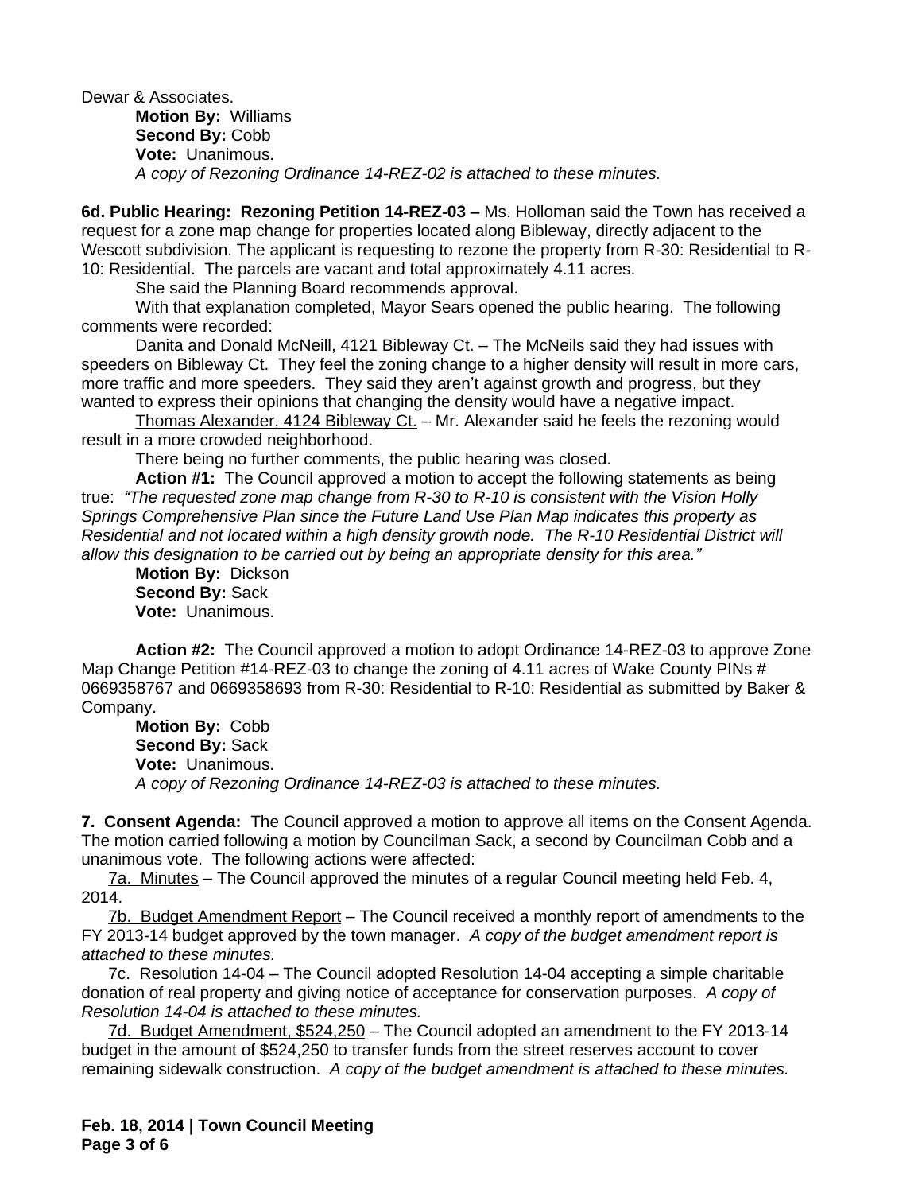Dewar & Associates.

**Motion By:** Williams
**Second By:** Cobb
**Vote:** Unanimous.
*A copy of Rezoning Ordinance 14-REZ-02 is attached to these minutes.*

**6d. Public Hearing: Rezoning Petition 14-REZ-03 –** Ms. Holloman said the Town has received a request for a zone map change for properties located along Bibleway, directly adjacent to the Wescott subdivision. The applicant is requesting to rezone the property from R-30: Residential to R-10: Residential. The parcels are vacant and total approximately 4.11 acres.

She said the Planning Board recommends approval.

With that explanation completed, Mayor Sears opened the public hearing. The following comments were recorded:

Danita and Donald McNeill, 4121 Bibleway Ct. – The McNeils said they had issues with speeders on Bibleway Ct. They feel the zoning change to a higher density will result in more cars, more traffic and more speeders. They said they aren't against growth and progress, but they wanted to express their opinions that changing the density would have a negative impact.

Thomas Alexander, 4124 Bibleway Ct. – Mr. Alexander said he feels the rezoning would result in a more crowded neighborhood.

There being no further comments, the public hearing was closed.

**Action #1:** The Council approved a motion to accept the following statements as being true: *"The requested zone map change from R-30 to R-10 is consistent with the Vision Holly Springs Comprehensive Plan since the Future Land Use Plan Map indicates this property as Residential and not located within a high density growth node. The R-10 Residential District will allow this designation to be carried out by being an appropriate density for this area."*

**Motion By:** Dickson
**Second By:** Sack
**Vote:** Unanimous.

**Action #2:** The Council approved a motion to adopt Ordinance 14-REZ-03 to approve Zone Map Change Petition #14-REZ-03 to change the zoning of 4.11 acres of Wake County PINs # 0669358767 and 0669358693 from R-30: Residential to R-10: Residential as submitted by Baker & Company.

**Motion By:** Cobb
**Second By:** Sack
**Vote:** Unanimous.
*A copy of Rezoning Ordinance 14-REZ-03 is attached to these minutes.*

**7. Consent Agenda:** The Council approved a motion to approve all items on the Consent Agenda. The motion carried following a motion by Councilman Sack, a second by Councilman Cobb and a unanimous vote. The following actions were affected:

7a. Minutes – The Council approved the minutes of a regular Council meeting held Feb. 4, 2014.

7b. Budget Amendment Report – The Council received a monthly report of amendments to the FY 2013-14 budget approved by the town manager. *A copy of the budget amendment report is attached to these minutes.*

7c. Resolution 14-04 – The Council adopted Resolution 14-04 accepting a simple charitable donation of real property and giving notice of acceptance for conservation purposes. *A copy of Resolution 14-04 is attached to these minutes.*

7d. Budget Amendment, $524,250 – The Council adopted an amendment to the FY 2013-14 budget in the amount of $524,250 to transfer funds from the street reserves account to cover remaining sidewalk construction. *A copy of the budget amendment is attached to these minutes.*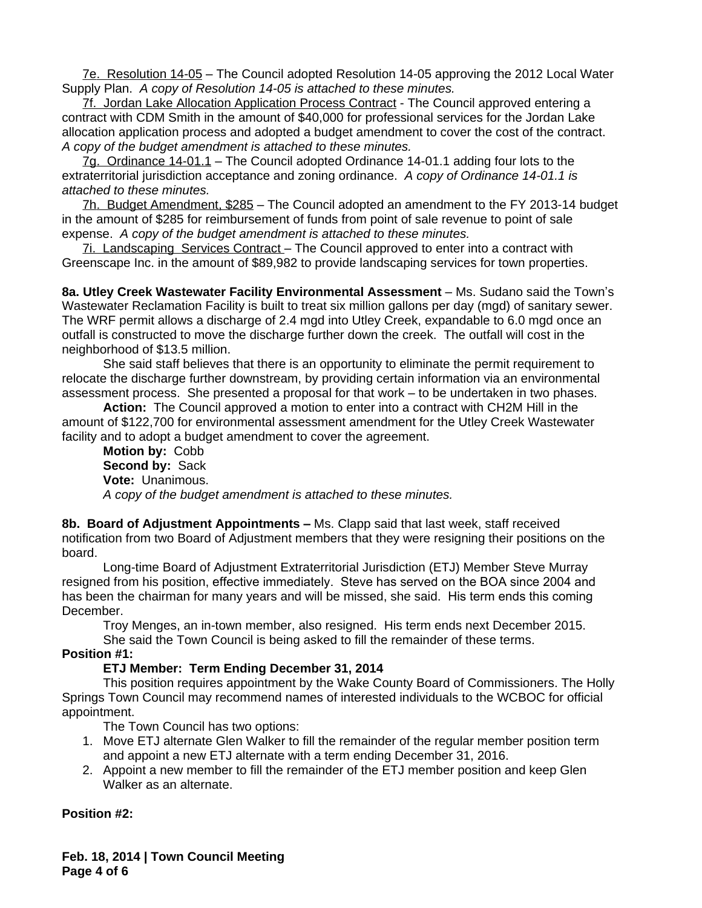7e. Resolution 14-05 – The Council adopted Resolution 14-05 approving the 2012 Local Water Supply Plan. *A copy of Resolution 14-05 is attached to these minutes.*

7f. Jordan Lake Allocation Application Process Contract - The Council approved entering a contract with CDM Smith in the amount of $40,000 for professional services for the Jordan Lake allocation application process and adopted a budget amendment to cover the cost of the contract. *A copy of the budget amendment is attached to these minutes.*

7g. Ordinance 14-01.1 – The Council adopted Ordinance 14-01.1 adding four lots to the extraterritorial jurisdiction acceptance and zoning ordinance. *A copy of Ordinance 14-01.1 is attached to these minutes.*

7h. Budget Amendment, $285 – The Council adopted an amendment to the FY 2013-14 budget in the amount of $285 for reimbursement of funds from point of sale revenue to point of sale expense. *A copy of the budget amendment is attached to these minutes.*

7i. Landscaping Services Contract – The Council approved to enter into a contract with Greenscape Inc. in the amount of $89,982 to provide landscaping services for town properties.

**8a. Utley Creek Wastewater Facility Environmental Assessment** – Ms. Sudano said the Town's Wastewater Reclamation Facility is built to treat six million gallons per day (mgd) of sanitary sewer. The WRF permit allows a discharge of 2.4 mgd into Utley Creek, expandable to 6.0 mgd once an outfall is constructed to move the discharge further down the creek. The outfall will cost in the neighborhood of $13.5 million.

She said staff believes that there is an opportunity to eliminate the permit requirement to relocate the discharge further downstream, by providing certain information via an environmental assessment process. She presented a proposal for that work – to be undertaken in two phases.

**Action:** The Council approved a motion to enter into a contract with CH2M Hill in the amount of $122,700 for environmental assessment amendment for the Utley Creek Wastewater facility and to adopt a budget amendment to cover the agreement.

**Motion by:** Cobb
**Second by:** Sack
**Vote:** Unanimous.
*A copy of the budget amendment is attached to these minutes.*

**8b. Board of Adjustment Appointments –** Ms. Clapp said that last week, staff received notification from two Board of Adjustment members that they were resigning their positions on the board.

Long-time Board of Adjustment Extraterritorial Jurisdiction (ETJ) Member Steve Murray resigned from his position, effective immediately. Steve has served on the BOA since 2004 and has been the chairman for many years and will be missed, she said. His term ends this coming December.

Troy Menges, an in-town member, also resigned. His term ends next December 2015.

She said the Town Council is being asked to fill the remainder of these terms.

**Position #1:**

**ETJ Member: Term Ending December 31, 2014**

This position requires appointment by the Wake County Board of Commissioners. The Holly Springs Town Council may recommend names of interested individuals to the WCBOC for official appointment.

The Town Council has two options:

1. Move ETJ alternate Glen Walker to fill the remainder of the regular member position term and appoint a new ETJ alternate with a term ending December 31, 2016.
2. Appoint a new member to fill the remainder of the ETJ member position and keep Glen Walker as an alternate.

**Position #2:**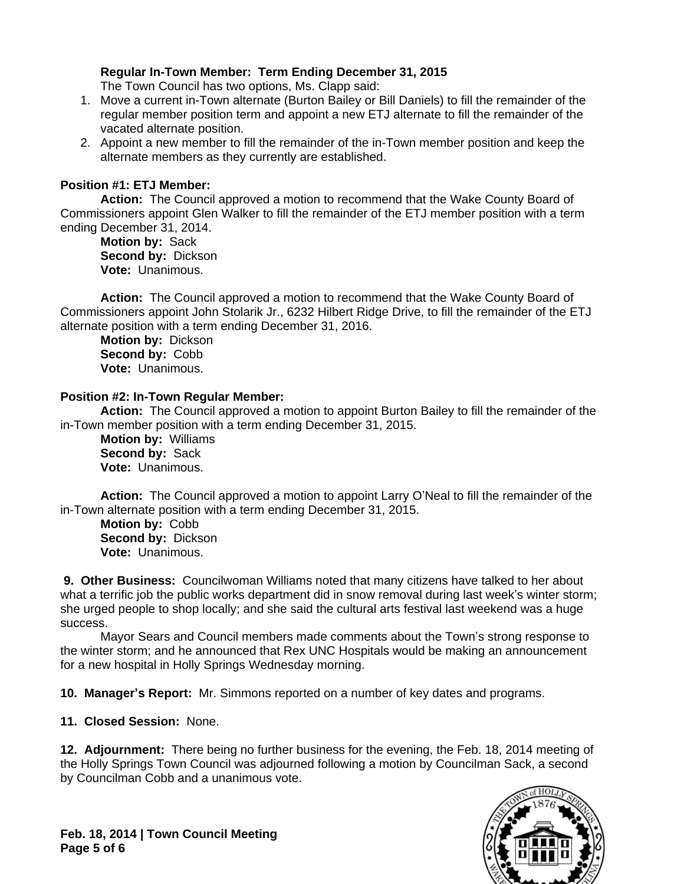**Regular In-Town Member: Term Ending December 31, 2015**

The Town Council has two options, Ms. Clapp said:

1. Move a current in-Town alternate (Burton Bailey or Bill Daniels) to fill the remainder of the regular member position term and appoint a new ETJ alternate to fill the remainder of the vacated alternate position.
2. Appoint a new member to fill the remainder of the in-Town member position and keep the alternate members as they currently are established.

**Position #1: ETJ Member:**

**Action:** The Council approved a motion to recommend that the Wake County Board of Commissioners appoint Glen Walker to fill the remainder of the ETJ member position with a term ending December 31, 2014.

**Motion by:** Sack
**Second by:** Dickson
**Vote:** Unanimous.

**Action:** The Council approved a motion to recommend that the Wake County Board of Commissioners appoint John Stolarik Jr., 6232 Hilbert Ridge Drive, to fill the remainder of the ETJ alternate position with a term ending December 31, 2016.

**Motion by:** Dickson
**Second by:** Cobb
**Vote:** Unanimous.

**Position #2: In-Town Regular Member:**

**Action:** The Council approved a motion to appoint Burton Bailey to fill the remainder of the in-Town member position with a term ending December 31, 2015.

**Motion by:** Williams
**Second by:** Sack
**Vote:** Unanimous.

**Action:** The Council approved a motion to appoint Larry O'Neal to fill the remainder of the in-Town alternate position with a term ending December 31, 2015.

**Motion by:** Cobb
**Second by:** Dickson
**Vote:** Unanimous.

**9. Other Business:** Councilwoman Williams noted that many citizens have talked to her about what a terrific job the public works department did in snow removal during last week's winter storm; she urged people to shop locally; and she said the cultural arts festival last weekend was a huge success.

Mayor Sears and Council members made comments about the Town's strong response to the winter storm; and he announced that Rex UNC Hospitals would be making an announcement for a new hospital in Holly Springs Wednesday morning.

**10. Manager's Report:** Mr. Simmons reported on a number of key dates and programs.

**11. Closed Session:** None.

**12. Adjournment:** There being no further business for the evening, the Feb. 18, 2014 meeting of the Holly Springs Town Council was adjourned following a motion by Councilman Sack, a second by Councilman Cobb and a unanimous vote.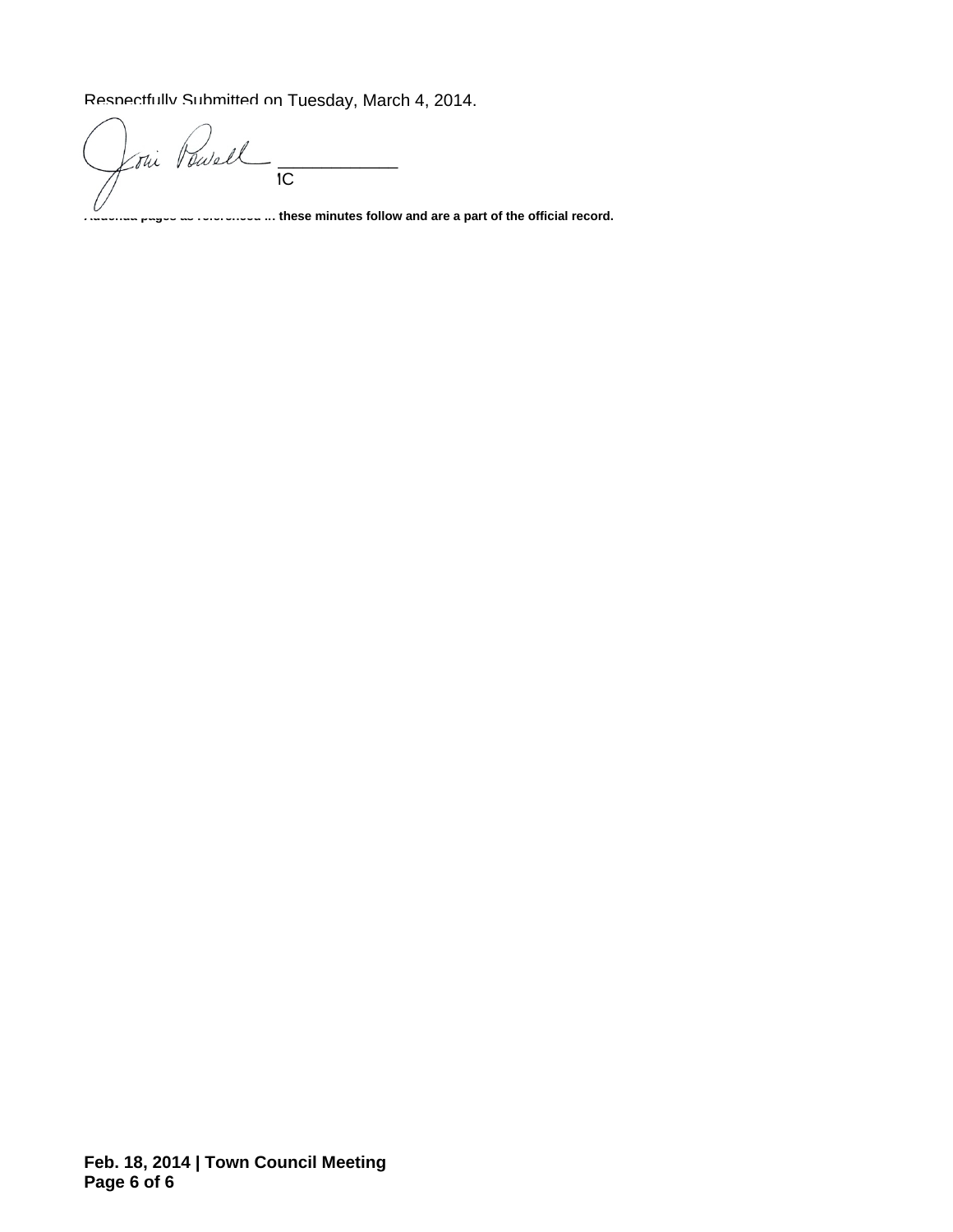Respectfully Submitted on Tuesday, March 4, 2014.

Joni Powell _______________
MC

Addenda pages as referenced in these minutes follow and are a part of the official record.